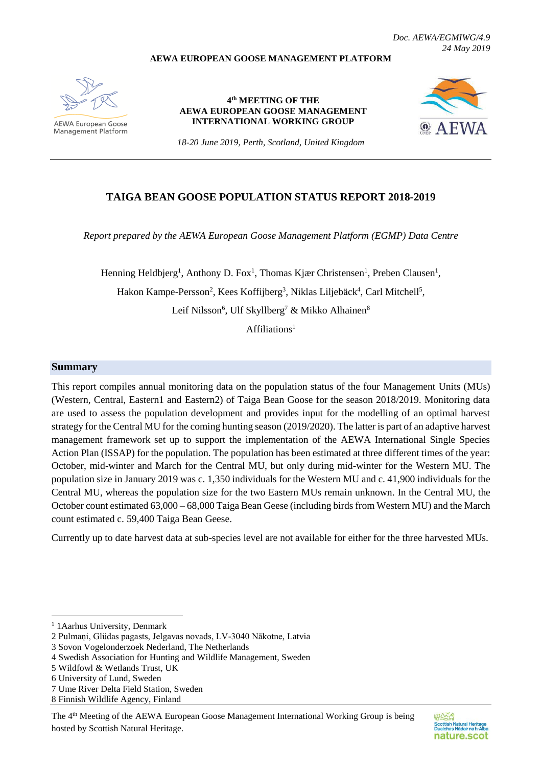*Doc. AEWA/EGMIWG/4.9*
*24 May 2019*

**AEWA EUROPEAN GOOSE MANAGEMENT PLATFORM**

AEWA European Goose Management Platform

**4th MEETING OF THE AEWA EUROPEAN GOOSE MANAGEMENT INTERNATIONAL WORKING GROUP**

*18-20 June 2019, Perth, Scotland, United Kingdom*

AEWA

# TAIGA BEAN GOOSE POPULATION STATUS REPORT 2018-2019

*Report prepared by the AEWA European Goose Management Platform (EGMP) Data Centre*

Henning Heldbjerg[1], Anthony D. Fox[1], Thomas Kjær Christensen[1], Preben Clausen[1], Hakon Kampe-Persson[2], Kees Koffijberg[3], Niklas Liljebäck[4], Carl Mitchell[5], Leif Nilsson[6], Ulf Skyllberg[7] & Mikko Alhainen[8]

Affiliations[1]

## Summary

This report compiles annual monitoring data on the population status of the four Management Units (MUs) (Western, Central, Eastern1 and Eastern2) of Taiga Bean Goose for the season 2018/2019. Monitoring data are used to assess the population development and provides input for the modelling of an optimal harvest strategy for the Central MU for the coming hunting season (2019/2020). The latter is part of an adaptive harvest management framework set up to support the implementation of the AEWA International Single Species Action Plan (ISSAP) for the population. The population has been estimated at three different times of the year: October, mid-winter and March for the Central MU, but only during mid-winter for the Western MU. The population size in January 2019 was c. 1,350 individuals for the Western MU and c. 41,900 individuals for the Central MU, whereas the population size for the two Eastern MUs remain unknown. In the Central MU, the October count estimated 63,000 – 68,000 Taiga Bean Geese (including birds from Western MU) and the March count estimated c. 59,400 Taiga Bean Geese.

Currently up to date harvest data at sub-species level are not available for either for the three harvested MUs.

---

[1] 1Aarhus University, Denmark
2 Pulmaņi, Glūdas pagasts, Jelgavas novads, LV-3040 Nākotne, Latvia
3 Sovon Vogelonderzoek Nederland, The Netherlands
4 Swedish Association for Hunting and Wildlife Management, Sweden
5 Wildfowl & Wetlands Trust, UK
6 University of Lund, Sweden
7 Ume River Delta Field Station, Sweden
8 Finnish Wildlife Agency, Finland

The 4th Meeting of the AEWA European Goose Management International Working Group is being hosted by Scottish Natural Heritage.

Scottish Natural Heritage
Dualchas Nàdair na h-Alba
nature.scot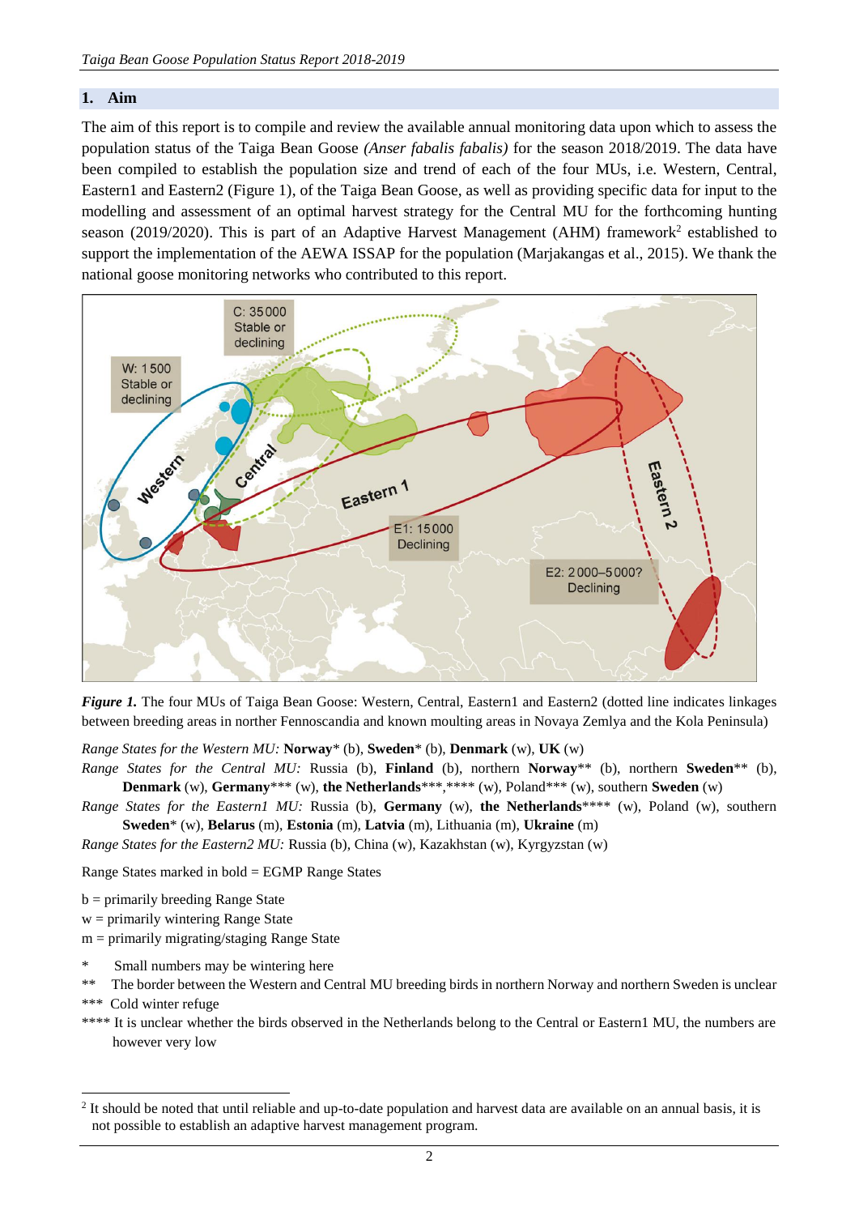## 1. Aim

The aim of this report is to compile and review the available annual monitoring data upon which to assess the population status of the Taiga Bean Goose *(Anser fabalis fabalis)* for the season 2018/2019. The data have been compiled to establish the population size and trend of each of the four MUs, i.e. Western, Central, Eastern1 and Eastern2 (Figure 1), of the Taiga Bean Goose, as well as providing specific data for input to the modelling and assessment of an optimal harvest strategy for the Central MU for the forthcoming hunting season (2019/2020). This is part of an Adaptive Harvest Management (AHM) framework[2] established to support the implementation of the AEWA ISSAP for the population (Marjakangas et al., 2015). We thank the national goose monitoring networks who contributed to this report.

***Figure 1.*** The four MUs of Taiga Bean Goose: Western, Central, Eastern1 and Eastern2 (dotted line indicates linkages between breeding areas in norther Fennoscandia and known moulting areas in Novaya Zemlya and the Kola Peninsula)

*Range States for the Western MU:* **Norway**\* (b), **Sweden**\* (b), **Denmark** (w), **UK** (w)

*Range States for the Central MU:* Russia (b), **Finland** (b), northern **Norway**\*\* (b), northern **Sweden**\*\* (b), **Denmark** (w), **Germany**\*\*\* (w), **the Netherlands**\*\*\*,\*\*\*\* (w), Poland\*\*\* (w), southern **Sweden** (w)

*Range States for the Eastern1 MU:* Russia (b), **Germany** (w), **the Netherlands**\*\*\*\* (w), Poland (w), southern **Sweden**\* (w), **Belarus** (m), **Estonia** (m), **Latvia** (m), Lithuania (m), **Ukraine** (m)

*Range States for the Eastern2 MU:* Russia (b), China (w), Kazakhstan (w), Kyrgyzstan (w)

Range States marked in bold = EGMP Range States

b = primarily breeding Range State
w = primarily wintering Range State
m = primarily migrating/staging Range State

\* Small numbers may be wintering here
\*\* The border between the Western and Central MU breeding birds in northern Norway and northern Sweden is unclear
\*\*\* Cold winter refuge
\*\*\*\* It is unclear whether the birds observed in the Netherlands belong to the Central or Eastern1 MU, the numbers are however very low

[2] It should be noted that until reliable and up-to-date population and harvest data are available on an annual basis, it is not possible to establish an adaptive harvest management program.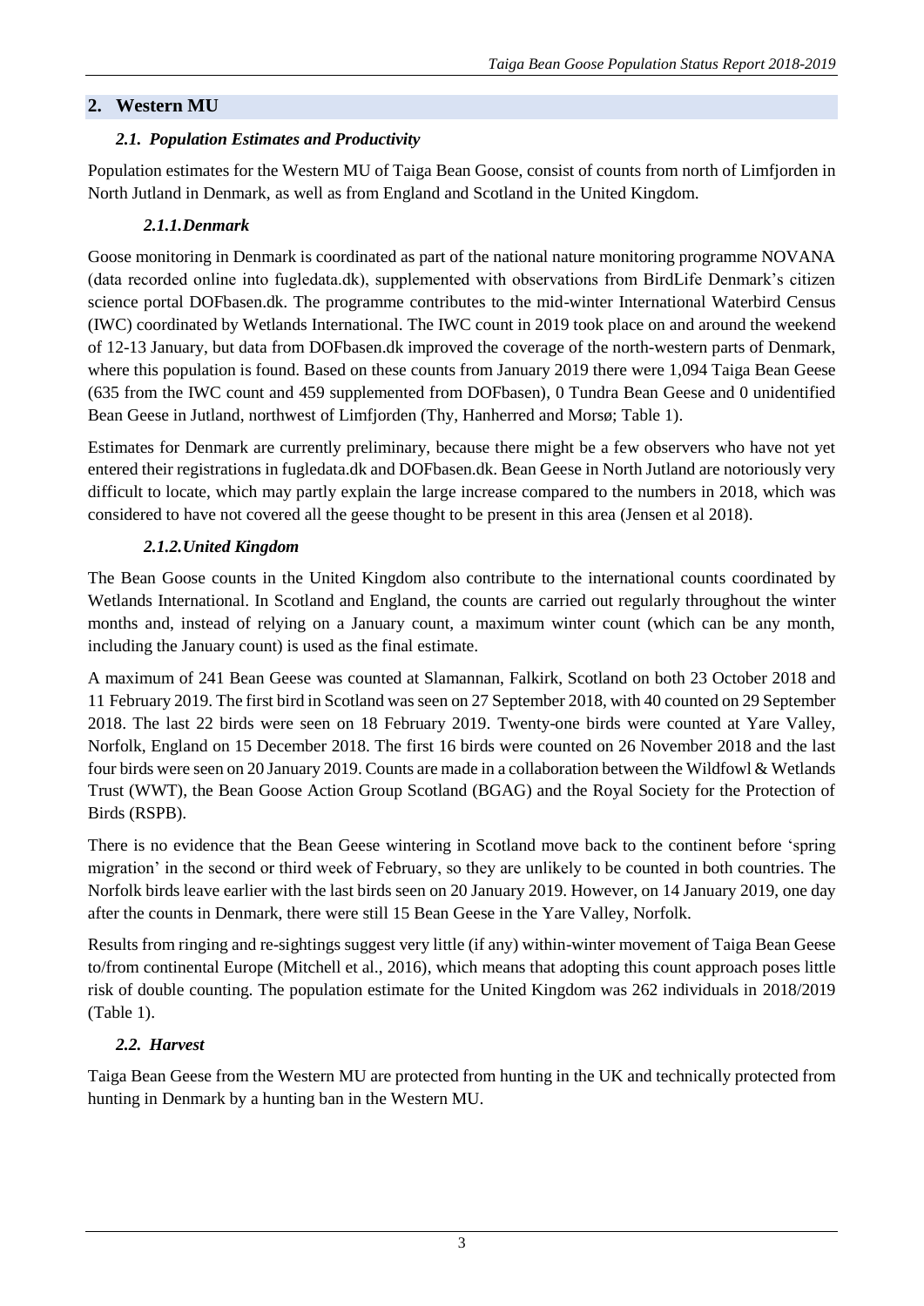## 2. Western MU

### 2.1. Population Estimates and Productivity

Population estimates for the Western MU of Taiga Bean Goose, consist of counts from north of Limfjorden in North Jutland in Denmark, as well as from England and Scotland in the United Kingdom.

#### 2.1.1. Denmark

Goose monitoring in Denmark is coordinated as part of the national nature monitoring programme NOVANA (data recorded online into fugledata.dk), supplemented with observations from BirdLife Denmark's citizen science portal DOFbasen.dk. The programme contributes to the mid-winter International Waterbird Census (IWC) coordinated by Wetlands International. The IWC count in 2019 took place on and around the weekend of 12-13 January, but data from DOFbasen.dk improved the coverage of the north-western parts of Denmark, where this population is found. Based on these counts from January 2019 there were 1,094 Taiga Bean Geese (635 from the IWC count and 459 supplemented from DOFbasen), 0 Tundra Bean Geese and 0 unidentified Bean Geese in Jutland, northwest of Limfjorden (Thy, Hanherred and Morsø; Table 1).

Estimates for Denmark are currently preliminary, because there might be a few observers who have not yet entered their registrations in fugledata.dk and DOFbasen.dk. Bean Geese in North Jutland are notoriously very difficult to locate, which may partly explain the large increase compared to the numbers in 2018, which was considered to have not covered all the geese thought to be present in this area (Jensen et al 2018).

#### 2.1.2. United Kingdom

The Bean Goose counts in the United Kingdom also contribute to the international counts coordinated by Wetlands International. In Scotland and England, the counts are carried out regularly throughout the winter months and, instead of relying on a January count, a maximum winter count (which can be any month, including the January count) is used as the final estimate.

A maximum of 241 Bean Geese was counted at Slamannan, Falkirk, Scotland on both 23 October 2018 and 11 February 2019. The first bird in Scotland was seen on 27 September 2018, with 40 counted on 29 September 2018. The last 22 birds were seen on 18 February 2019. Twenty-one birds were counted at Yare Valley, Norfolk, England on 15 December 2018. The first 16 birds were counted on 26 November 2018 and the last four birds were seen on 20 January 2019. Counts are made in a collaboration between the Wildfowl & Wetlands Trust (WWT), the Bean Goose Action Group Scotland (BGAG) and the Royal Society for the Protection of Birds (RSPB).

There is no evidence that the Bean Geese wintering in Scotland move back to the continent before 'spring migration' in the second or third week of February, so they are unlikely to be counted in both countries. The Norfolk birds leave earlier with the last birds seen on 20 January 2019. However, on 14 January 2019, one day after the counts in Denmark, there were still 15 Bean Geese in the Yare Valley, Norfolk.

Results from ringing and re-sightings suggest very little (if any) within-winter movement of Taiga Bean Geese to/from continental Europe (Mitchell et al., 2016), which means that adopting this count approach poses little risk of double counting. The population estimate for the United Kingdom was 262 individuals in 2018/2019 (Table 1).

### 2.2. Harvest

Taiga Bean Geese from the Western MU are protected from hunting in the UK and technically protected from hunting in Denmark by a hunting ban in the Western MU.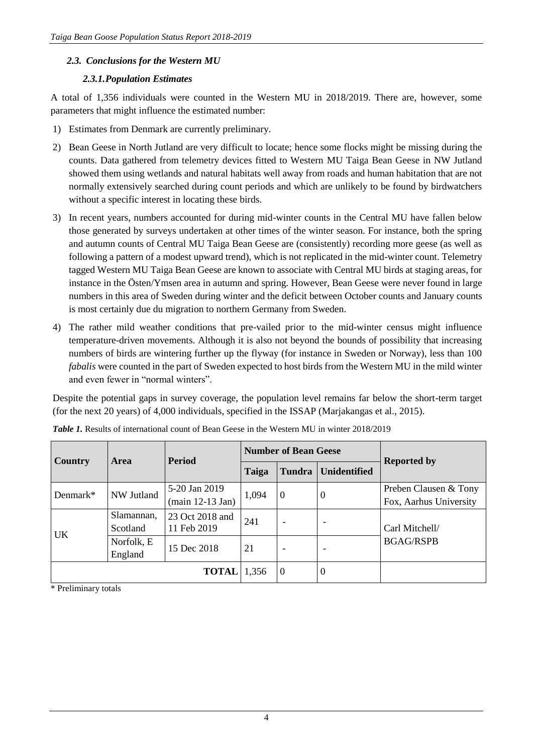### *2.3. Conclusions for the Western MU*

#### *2.3.1. Population Estimates*

A total of 1,356 individuals were counted in the Western MU in 2018/2019. There are, however, some parameters that might influence the estimated number:

1) Estimates from Denmark are currently preliminary.
2) Bean Geese in North Jutland are very difficult to locate; hence some flocks might be missing during the counts. Data gathered from telemetry devices fitted to Western MU Taiga Bean Geese in NW Jutland showed them using wetlands and natural habitats well away from roads and human habitation that are not normally extensively searched during count periods and which are unlikely to be found by birdwatchers without a specific interest in locating these birds.
3) In recent years, numbers accounted for during mid-winter counts in the Central MU have fallen below those generated by surveys undertaken at other times of the winter season. For instance, both the spring and autumn counts of Central MU Taiga Bean Geese are (consistently) recording more geese (as well as following a pattern of a modest upward trend), which is not replicated in the mid-winter count. Telemetry tagged Western MU Taiga Bean Geese are known to associate with Central MU birds at staging areas, for instance in the Östen/Ymsen area in autumn and spring. However, Bean Geese were never found in large numbers in this area of Sweden during winter and the deficit between October counts and January counts is most certainly due du migration to northern Germany from Sweden.
4) The rather mild weather conditions that pre-vailed prior to the mid-winter census might influence temperature-driven movements. Although it is also not beyond the bounds of possibility that increasing numbers of birds are wintering further up the flyway (for instance in Sweden or Norway), less than 100 *fabalis* were counted in the part of Sweden expected to host birds from the Western MU in the mild winter and even fewer in "normal winters".

Despite the potential gaps in survey coverage, the population level remains far below the short-term target (for the next 20 years) of 4,000 individuals, specified in the ISSAP (Marjakangas et al., 2015).

***Table 1.*** Results of international count of Bean Geese in the Western MU in winter 2018/2019

| Country | Area | Period | Number of Bean Geese | | | Reported by |
|---|---|---|---|---|---|---|
| | | | Taiga | Tundra | Unidentified | |
| Denmark* | NW Jutland | 5-20 Jan 2019 (main 12-13 Jan) | 1,094 | 0 | 0 | Preben Clausen & Tony Fox, Aarhus University |
| UK | Slamannan, Scotland | 23 Oct 2018 and 11 Feb 2019 | 241 | - | - | Carl Mitchell/ BGAG/RSPB |
| | Norfolk, E England | 15 Dec 2018 | 21 | - | - | |
| | | **TOTAL** | 1,356 | 0 | 0 | |

\* Preliminary totals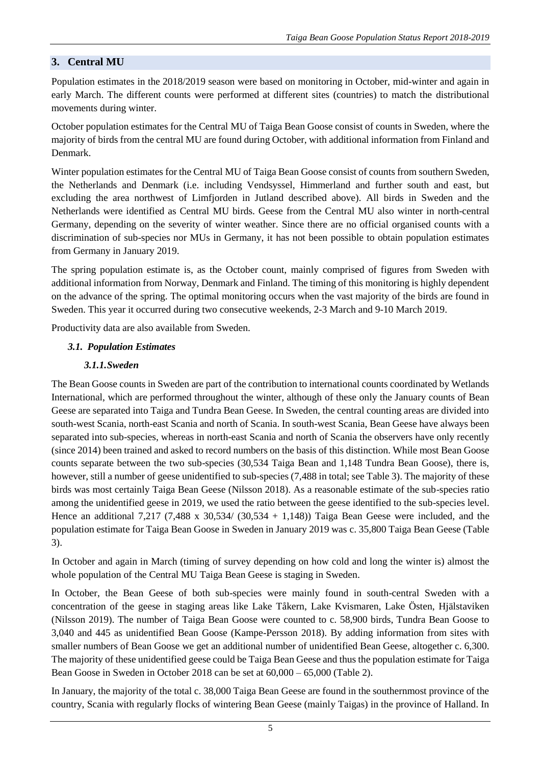## 3. Central MU

Population estimates in the 2018/2019 season were based on monitoring in October, mid-winter and again in early March. The different counts were performed at different sites (countries) to match the distributional movements during winter.

October population estimates for the Central MU of Taiga Bean Goose consist of counts in Sweden, where the majority of birds from the central MU are found during October, with additional information from Finland and Denmark.

Winter population estimates for the Central MU of Taiga Bean Goose consist of counts from southern Sweden, the Netherlands and Denmark (i.e. including Vendsyssel, Himmerland and further south and east, but excluding the area northwest of Limfjorden in Jutland described above). All birds in Sweden and the Netherlands were identified as Central MU birds. Geese from the Central MU also winter in north-central Germany, depending on the severity of winter weather. Since there are no official organised counts with a discrimination of sub-species nor MUs in Germany, it has not been possible to obtain population estimates from Germany in January 2019.

The spring population estimate is, as the October count, mainly comprised of figures from Sweden with additional information from Norway, Denmark and Finland. The timing of this monitoring is highly dependent on the advance of the spring. The optimal monitoring occurs when the vast majority of the birds are found in Sweden. This year it occurred during two consecutive weekends, 2-3 March and 9-10 March 2019.

Productivity data are also available from Sweden.

### *3.1. Population Estimates*

#### *3.1.1. Sweden*

The Bean Goose counts in Sweden are part of the contribution to international counts coordinated by Wetlands International, which are performed throughout the winter, although of these only the January counts of Bean Geese are separated into Taiga and Tundra Bean Geese. In Sweden, the central counting areas are divided into south-west Scania, north-east Scania and north of Scania. In south-west Scania, Bean Geese have always been separated into sub-species, whereas in north-east Scania and north of Scania the observers have only recently (since 2014) been trained and asked to record numbers on the basis of this distinction. While most Bean Goose counts separate between the two sub-species (30,534 Taiga Bean and 1,148 Tundra Bean Goose), there is, however, still a number of geese unidentified to sub-species (7,488 in total; see Table 3). The majority of these birds was most certainly Taiga Bean Geese (Nilsson 2018). As a reasonable estimate of the sub-species ratio among the unidentified geese in 2019, we used the ratio between the geese identified to the sub-species level. Hence an additional 7,217 (7,488 x 30,534/ (30,534 + 1,148)) Taiga Bean Geese were included, and the population estimate for Taiga Bean Goose in Sweden in January 2019 was c. 35,800 Taiga Bean Geese (Table 3).

In October and again in March (timing of survey depending on how cold and long the winter is) almost the whole population of the Central MU Taiga Bean Geese is staging in Sweden.

In October, the Bean Geese of both sub-species were mainly found in south-central Sweden with a concentration of the geese in staging areas like Lake Tåkern, Lake Kvismaren, Lake Östen, Hjälstaviken (Nilsson 2019). The number of Taiga Bean Goose were counted to c. 58,900 birds, Tundra Bean Goose to 3,040 and 445 as unidentified Bean Goose (Kampe-Persson 2018). By adding information from sites with smaller numbers of Bean Goose we get an additional number of unidentified Bean Geese, altogether c. 6,300. The majority of these unidentified geese could be Taiga Bean Geese and thus the population estimate for Taiga Bean Goose in Sweden in October 2018 can be set at 60,000 – 65,000 (Table 2).

In January, the majority of the total c. 38,000 Taiga Bean Geese are found in the southernmost province of the country, Scania with regularly flocks of wintering Bean Geese (mainly Taigas) in the province of Halland. In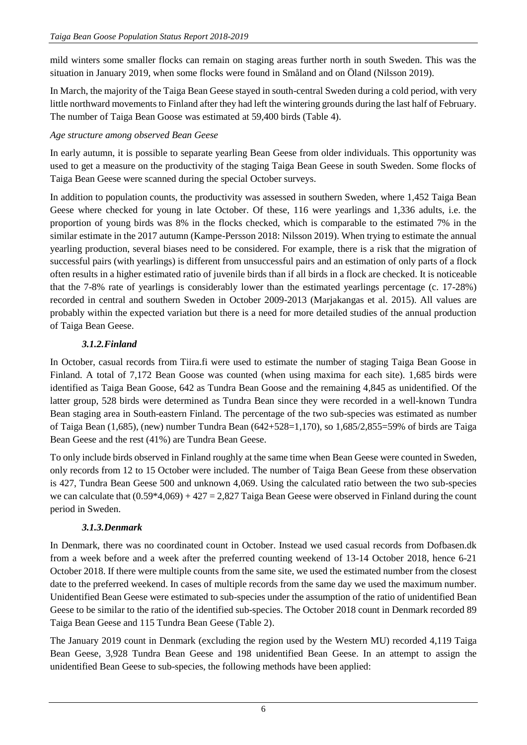mild winters some smaller flocks can remain on staging areas further north in south Sweden. This was the situation in January 2019, when some flocks were found in Småland and on Öland (Nilsson 2019).

In March, the majority of the Taiga Bean Geese stayed in south-central Sweden during a cold period, with very little northward movements to Finland after they had left the wintering grounds during the last half of February. The number of Taiga Bean Goose was estimated at 59,400 birds (Table 4).

*Age structure among observed Bean Geese*

In early autumn, it is possible to separate yearling Bean Geese from older individuals. This opportunity was used to get a measure on the productivity of the staging Taiga Bean Geese in south Sweden. Some flocks of Taiga Bean Geese were scanned during the special October surveys.

In addition to population counts, the productivity was assessed in southern Sweden, where 1,452 Taiga Bean Geese where checked for young in late October. Of these, 116 were yearlings and 1,336 adults, i.e. the proportion of young birds was 8% in the flocks checked, which is comparable to the estimated 7% in the similar estimate in the 2017 autumn (Kampe-Persson 2018: Nilsson 2019). When trying to estimate the annual yearling production, several biases need to be considered. For example, there is a risk that the migration of successful pairs (with yearlings) is different from unsuccessful pairs and an estimation of only parts of a flock often results in a higher estimated ratio of juvenile birds than if all birds in a flock are checked. It is noticeable that the 7-8% rate of yearlings is considerably lower than the estimated yearlings percentage (c. 17-28%) recorded in central and southern Sweden in October 2009-2013 (Marjakangas et al. 2015). All values are probably within the expected variation but there is a need for more detailed studies of the annual production of Taiga Bean Geese.

### *3.1.2. Finland*

In October, casual records from Tiira.fi were used to estimate the number of staging Taiga Bean Goose in Finland. A total of 7,172 Bean Goose was counted (when using maxima for each site). 1,685 birds were identified as Taiga Bean Goose, 642 as Tundra Bean Goose and the remaining 4,845 as unidentified. Of the latter group, 528 birds were determined as Tundra Bean since they were recorded in a well-known Tundra Bean staging area in South-eastern Finland. The percentage of the two sub-species was estimated as number of Taiga Bean (1,685), (new) number Tundra Bean (642+528=1,170), so 1,685/2,855=59% of birds are Taiga Bean Geese and the rest (41%) are Tundra Bean Geese.

To only include birds observed in Finland roughly at the same time when Bean Geese were counted in Sweden, only records from 12 to 15 October were included. The number of Taiga Bean Geese from these observation is 427, Tundra Bean Geese 500 and unknown 4,069. Using the calculated ratio between the two sub-species we can calculate that (0.59*4,069) + 427 = 2,827 Taiga Bean Geese were observed in Finland during the count period in Sweden.

### *3.1.3. Denmark*

In Denmark, there was no coordinated count in October. Instead we used casual records from Dofbasen.dk from a week before and a week after the preferred counting weekend of 13-14 October 2018, hence 6-21 October 2018. If there were multiple counts from the same site, we used the estimated number from the closest date to the preferred weekend. In cases of multiple records from the same day we used the maximum number. Unidentified Bean Geese were estimated to sub-species under the assumption of the ratio of unidentified Bean Geese to be similar to the ratio of the identified sub-species. The October 2018 count in Denmark recorded 89 Taiga Bean Geese and 115 Tundra Bean Geese (Table 2).

The January 2019 count in Denmark (excluding the region used by the Western MU) recorded 4,119 Taiga Bean Geese, 3,928 Tundra Bean Geese and 198 unidentified Bean Geese. In an attempt to assign the unidentified Bean Geese to sub-species, the following methods have been applied: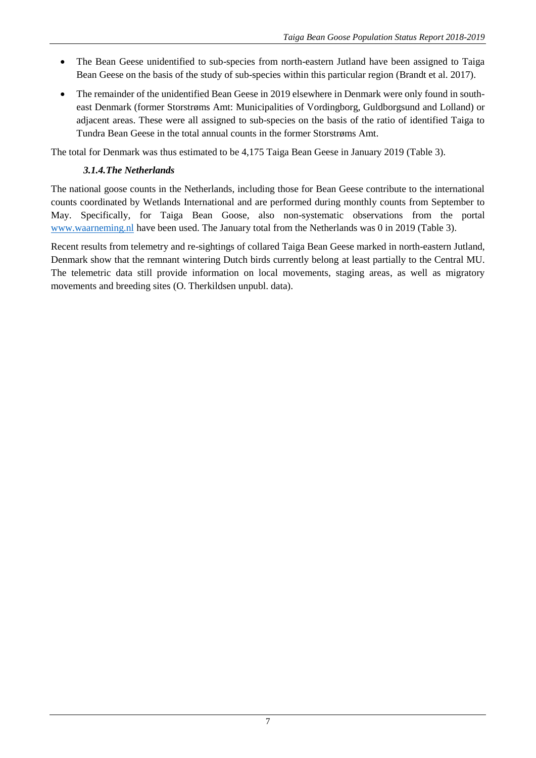- The Bean Geese unidentified to sub-species from north-eastern Jutland have been assigned to Taiga Bean Geese on the basis of the study of sub-species within this particular region (Brandt et al. 2017).
- The remainder of the unidentified Bean Geese in 2019 elsewhere in Denmark were only found in south-east Denmark (former Storstrøms Amt: Municipalities of Vordingborg, Guldborgsund and Lolland) or adjacent areas. These were all assigned to sub-species on the basis of the ratio of identified Taiga to Tundra Bean Geese in the total annual counts in the former Storstrøms Amt.

The total for Denmark was thus estimated to be 4,175 Taiga Bean Geese in January 2019 (Table 3).

### *3.1.4. The Netherlands*

The national goose counts in the Netherlands, including those for Bean Geese contribute to the international counts coordinated by Wetlands International and are performed during monthly counts from September to May. Specifically, for Taiga Bean Goose, also non-systematic observations from the portal [www.waarneming.nl](www.waarneming.nl) have been used. The January total from the Netherlands was 0 in 2019 (Table 3).

Recent results from telemetry and re-sightings of collared Taiga Bean Geese marked in north-eastern Jutland, Denmark show that the remnant wintering Dutch birds currently belong at least partially to the Central MU. The telemetric data still provide information on local movements, staging areas, as well as migratory movements and breeding sites (O. Therkildsen unpubl. data).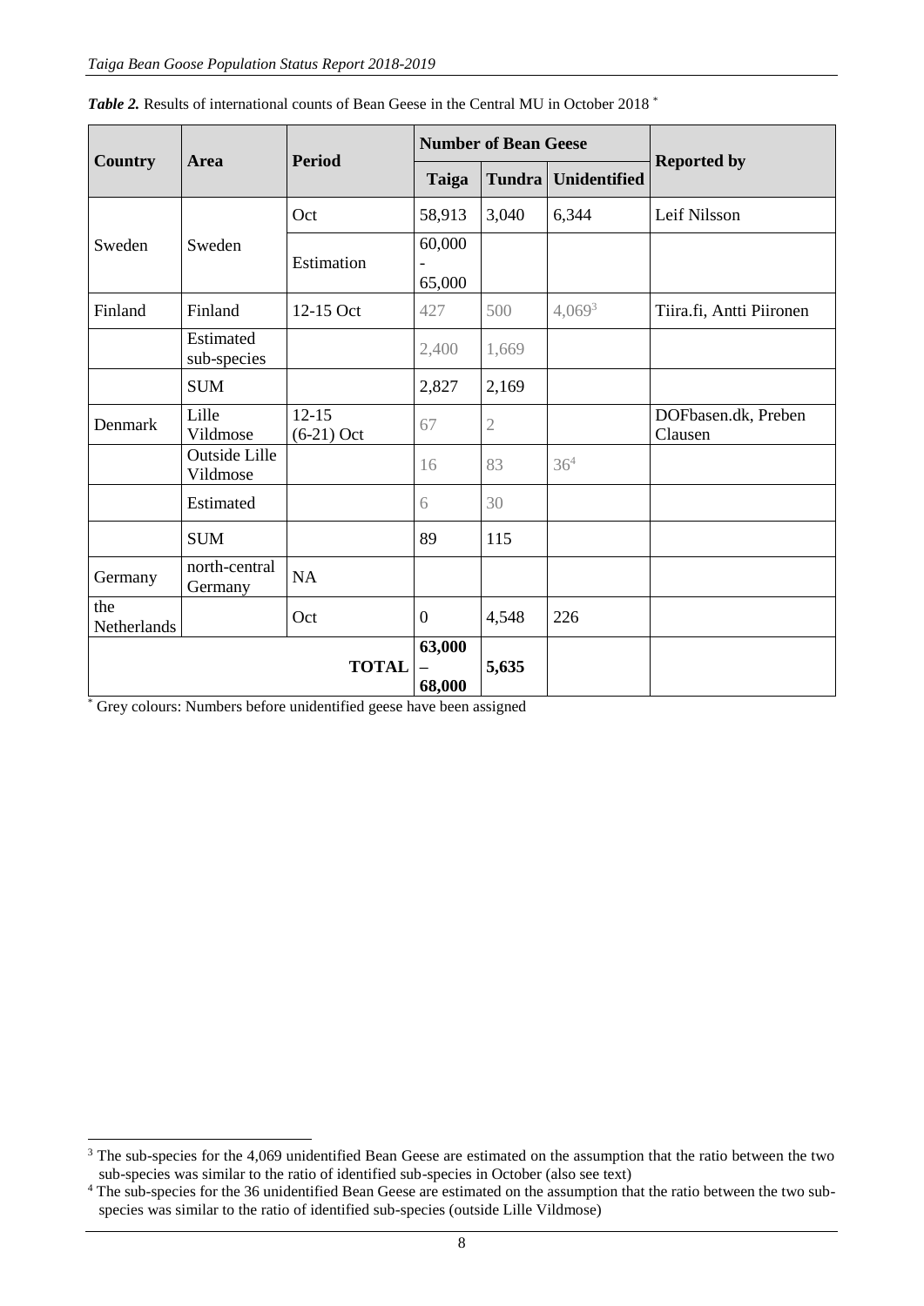***Table 2.*** Results of international counts of Bean Geese in the Central MU in October 2018 *

| Country | Area | Period | Number of Bean Geese | | | Reported by |
|---|---|---|---|---|---|---|
| | | | Taiga | Tundra | Unidentified | |
| Sweden | Sweden | Oct | 58,913 | 3,040 | 6,344 | Leif Nilsson |
| | | Estimation | 60,000 - 65,000 | | | |
| Finland | Finland | 12-15 Oct | 427 | 500 | 4,069[3] | Tiira.fi, Antti Piironen |
| | Estimated sub-species | | 2,400 | 1,669 | | |
| | SUM | | 2,827 | 2,169 | | |
| Denmark | Lille Vildmose | 12-15 (6-21) Oct | 67 | 2 | | DOFbasen.dk, Preben Clausen |
| | Outside Lille Vildmose | | 16 | 83 | 36[4] | |
| | Estimated | | 6 | 30 | | |
| | SUM | | 89 | 115 | | |
| Germany | north-central Germany | NA | | | | |
| the Netherlands | | Oct | 0 | 4,548 | 226 | |
| **TOTAL** | | | **63,000 – 68,000** | **5,635** | | |

* Grey colours: Numbers before unidentified geese have been assigned

[3] The sub-species for the 4,069 unidentified Bean Geese are estimated on the assumption that the ratio between the two sub-species was similar to the ratio of identified sub-species in October (also see text)

[4] The sub-species for the 36 unidentified Bean Geese are estimated on the assumption that the ratio between the two sub-species was similar to the ratio of identified sub-species (outside Lille Vildmose)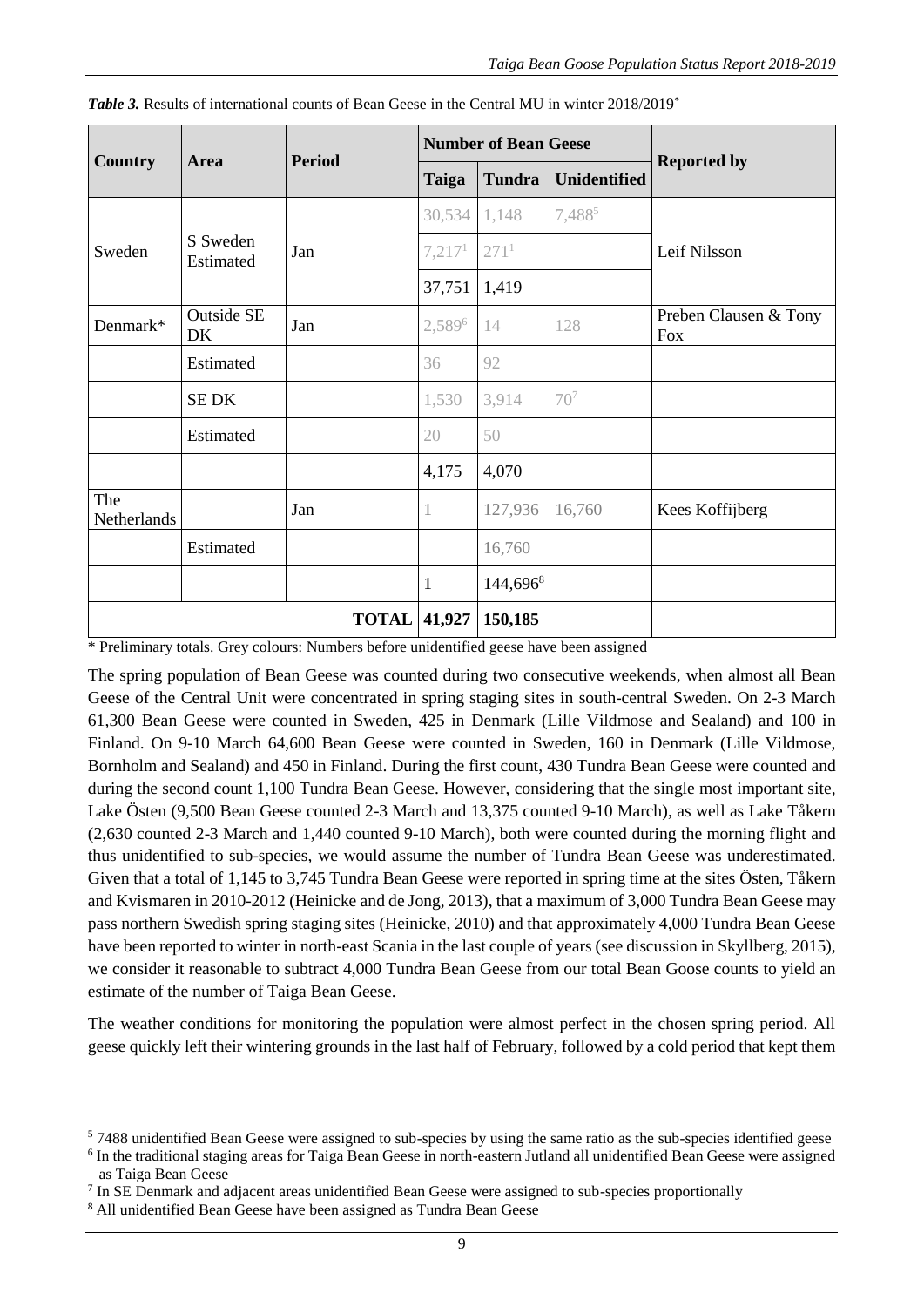***Table 3.*** Results of international counts of Bean Geese in the Central MU in winter 2018/2019*

| Country | Area | Period | Number of Bean Geese | | | Reported by |
|---|---|---|---|---|---|---|
| | | | Taiga | Tundra | Unidentified | |
| Sweden | S Sweden Estimated | Jan | 30,534 | 1,148 | 7,488[5] | Leif Nilsson |
| | | | 7,217[1] | 271[1] | | |
| | | | 37,751 | 1,419 | | |
| Denmark* | Outside SE DK | Jan | 2,589[6] | 14 | 128 | Preben Clausen & Tony Fox |
| | Estimated | | 36 | 92 | | |
| | SE DK | | 1,530 | 3,914 | 70[7] | |
| | Estimated | | 20 | 50 | | |
| | | | 4,175 | 4,070 | | |
| The Netherlands | | Jan | 1 | 127,936 | 16,760 | Kees Koffijberg |
| | Estimated | | | 16,760 | | |
| | | | 1 | 144,696[8] | | |
| | | TOTAL | 41,927 | 150,185 | | |

\* Preliminary totals. Grey colours: Numbers before unidentified geese have been assigned

The spring population of Bean Geese was counted during two consecutive weekends, when almost all Bean Geese of the Central Unit were concentrated in spring staging sites in south-central Sweden. On 2-3 March 61,300 Bean Geese were counted in Sweden, 425 in Denmark (Lille Vildmose and Sealand) and 100 in Finland. On 9-10 March 64,600 Bean Geese were counted in Sweden, 160 in Denmark (Lille Vildmose, Bornholm and Sealand) and 450 in Finland. During the first count, 430 Tundra Bean Geese were counted and during the second count 1,100 Tundra Bean Geese. However, considering that the single most important site, Lake Östen (9,500 Bean Geese counted 2-3 March and 13,375 counted 9-10 March), as well as Lake Tåkern (2,630 counted 2-3 March and 1,440 counted 9-10 March), both were counted during the morning flight and thus unidentified to sub-species, we would assume the number of Tundra Bean Geese was underestimated. Given that a total of 1,145 to 3,745 Tundra Bean Geese were reported in spring time at the sites Östen, Tåkern and Kvismaren in 2010-2012 (Heinicke and de Jong, 2013), that a maximum of 3,000 Tundra Bean Geese may pass northern Swedish spring staging sites (Heinicke, 2010) and that approximately 4,000 Tundra Bean Geese have been reported to winter in north-east Scania in the last couple of years (see discussion in Skyllberg, 2015), we consider it reasonable to subtract 4,000 Tundra Bean Geese from our total Bean Goose counts to yield an estimate of the number of Taiga Bean Geese.

The weather conditions for monitoring the population were almost perfect in the chosen spring period. All geese quickly left their wintering grounds in the last half of February, followed by a cold period that kept them

---

[5] 7488 unidentified Bean Geese were assigned to sub-species by using the same ratio as the sub-species identified geese

[6] In the traditional staging areas for Taiga Bean Geese in north-eastern Jutland all unidentified Bean Geese were assigned as Taiga Bean Geese

[7] In SE Denmark and adjacent areas unidentified Bean Geese were assigned to sub-species proportionally

[8] All unidentified Bean Geese have been assigned as Tundra Bean Geese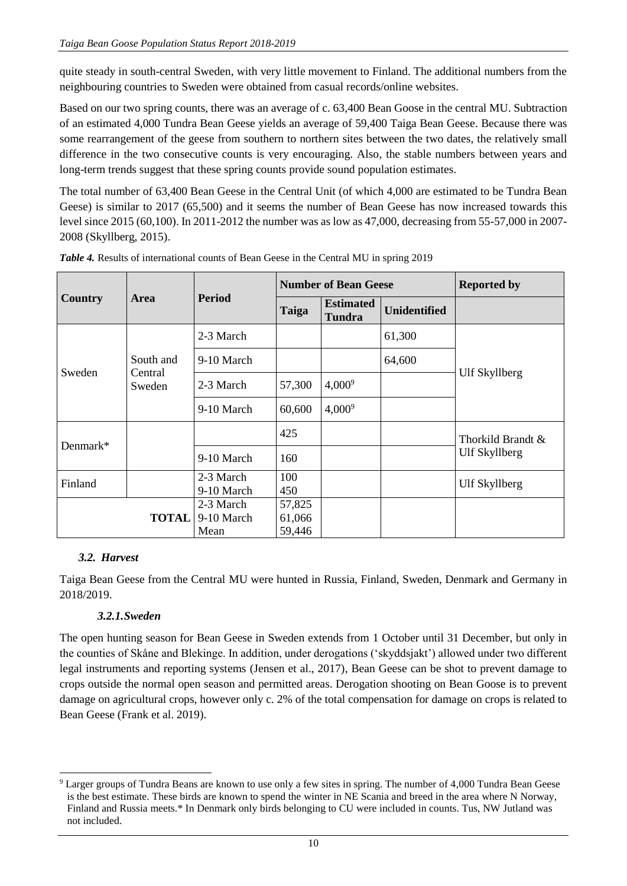quite steady in south-central Sweden, with very little movement to Finland. The additional numbers from the neighbouring countries to Sweden were obtained from casual records/online websites.

Based on our two spring counts, there was an average of c. 63,400 Bean Goose in the central MU. Subtraction of an estimated 4,000 Tundra Bean Geese yields an average of 59,400 Taiga Bean Geese. Because there was some rearrangement of the geese from southern to northern sites between the two dates, the relatively small difference in the two consecutive counts is very encouraging. Also, the stable numbers between years and long-term trends suggest that these spring counts provide sound population estimates.

The total number of 63,400 Bean Geese in the Central Unit (of which 4,000 are estimated to be Tundra Bean Geese) is similar to 2017 (65,500) and it seems the number of Bean Geese has now increased towards this level since 2015 (60,100). In 2011-2012 the number was as low as 47,000, decreasing from 55-57,000 in 2007-2008 (Skyllberg, 2015).

***Table 4.*** Results of international counts of Bean Geese in the Central MU in spring 2019

| Country | Area | Period | Number of Bean Geese | | | Reported by |
|---|---|---|---|---|---|---|
| | | | **Taiga** | **Estimated Tundra** | **Unidentified** | |
| Sweden | South and Central Sweden | 2-3 March | | | 61,300 | Ulf Skyllberg |
| | | 9-10 March | | | 64,600 | |
| | | 2-3 March | 57,300 | 4,000[9] | | |
| | | 9-10 March | 60,600 | 4,000[9] | | |
| Denmark* | | | 425 | | | Thorkild Brandt & Ulf Skyllberg |
| | | 9-10 March | 160 | | | |
| Finland | | 2-3 March<br>9-10 March | 100<br>450 | | | Ulf Skyllberg |
| **TOTAL** | | 2-3 March<br>9-10 March<br>Mean | 57,825<br>61,066<br>59,446 | | | |

### *3.2. Harvest*

Taiga Bean Geese from the Central MU were hunted in Russia, Finland, Sweden, Denmark and Germany in 2018/2019.

#### *3.2.1.Sweden*

The open hunting season for Bean Geese in Sweden extends from 1 October until 31 December, but only in the counties of Skåne and Blekinge. In addition, under derogations ('skyddsjakt') allowed under two different legal instruments and reporting systems (Jensen et al., 2017), Bean Geese can be shot to prevent damage to crops outside the normal open season and permitted areas. Derogation shooting on Bean Goose is to prevent damage on agricultural crops, however only c. 2% of the total compensation for damage on crops is related to Bean Geese (Frank et al. 2019).

[9] Larger groups of Tundra Beans are known to use only a few sites in spring. The number of 4,000 Tundra Bean Geese is the best estimate. These birds are known to spend the winter in NE Scania and breed in the area where N Norway, Finland and Russia meets.* In Denmark only birds belonging to CU were included in counts. Tus, NW Jutland was not included.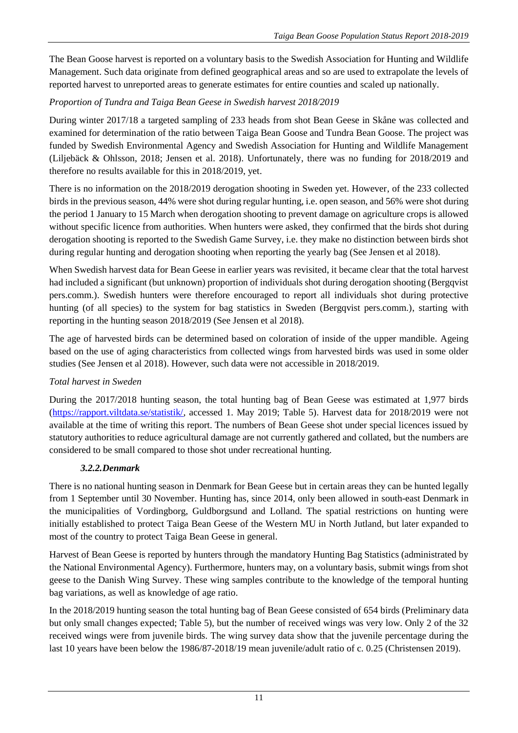The Bean Goose harvest is reported on a voluntary basis to the Swedish Association for Hunting and Wildlife Management. Such data originate from defined geographical areas and so are used to extrapolate the levels of reported harvest to unreported areas to generate estimates for entire counties and scaled up nationally.

*Proportion of Tundra and Taiga Bean Geese in Swedish harvest 2018/2019*

During winter 2017/18 a targeted sampling of 233 heads from shot Bean Geese in Skåne was collected and examined for determination of the ratio between Taiga Bean Goose and Tundra Bean Goose. The project was funded by Swedish Environmental Agency and Swedish Association for Hunting and Wildlife Management (Liljebäck & Ohlsson, 2018; Jensen et al. 2018). Unfortunately, there was no funding for 2018/2019 and therefore no results available for this in 2018/2019, yet.

There is no information on the 2018/2019 derogation shooting in Sweden yet. However, of the 233 collected birds in the previous season, 44% were shot during regular hunting, i.e. open season, and 56% were shot during the period 1 January to 15 March when derogation shooting to prevent damage on agriculture crops is allowed without specific licence from authorities. When hunters were asked, they confirmed that the birds shot during derogation shooting is reported to the Swedish Game Survey, i.e. they make no distinction between birds shot during regular hunting and derogation shooting when reporting the yearly bag (See Jensen et al 2018).

When Swedish harvest data for Bean Geese in earlier years was revisited, it became clear that the total harvest had included a significant (but unknown) proportion of individuals shot during derogation shooting (Bergqvist pers.comm.). Swedish hunters were therefore encouraged to report all individuals shot during protective hunting (of all species) to the system for bag statistics in Sweden (Bergqvist pers.comm.), starting with reporting in the hunting season 2018/2019 (See Jensen et al 2018).

The age of harvested birds can be determined based on coloration of inside of the upper mandible. Ageing based on the use of aging characteristics from collected wings from harvested birds was used in some older studies (See Jensen et al 2018). However, such data were not accessible in 2018/2019.

*Total harvest in Sweden*

During the 2017/2018 hunting season, the total hunting bag of Bean Geese was estimated at 1,977 birds (https://rapport.viltdata.se/statistik/, accessed 1. May 2019; Table 5). Harvest data for 2018/2019 were not available at the time of writing this report. The numbers of Bean Geese shot under special licences issued by statutory authorities to reduce agricultural damage are not currently gathered and collated, but the numbers are considered to be small compared to those shot under recreational hunting.

### *3.2.2. Denmark*

There is no national hunting season in Denmark for Bean Geese but in certain areas they can be hunted legally from 1 September until 30 November. Hunting has, since 2014, only been allowed in south-east Denmark in the municipalities of Vordingborg, Guldborgsund and Lolland. The spatial restrictions on hunting were initially established to protect Taiga Bean Geese of the Western MU in North Jutland, but later expanded to most of the country to protect Taiga Bean Geese in general.

Harvest of Bean Geese is reported by hunters through the mandatory Hunting Bag Statistics (administrated by the National Environmental Agency). Furthermore, hunters may, on a voluntary basis, submit wings from shot geese to the Danish Wing Survey. These wing samples contribute to the knowledge of the temporal hunting bag variations, as well as knowledge of age ratio.

In the 2018/2019 hunting season the total hunting bag of Bean Geese consisted of 654 birds (Preliminary data but only small changes expected; Table 5), but the number of received wings was very low. Only 2 of the 32 received wings were from juvenile birds. The wing survey data show that the juvenile percentage during the last 10 years have been below the 1986/87-2018/19 mean juvenile/adult ratio of c. 0.25 (Christensen 2019).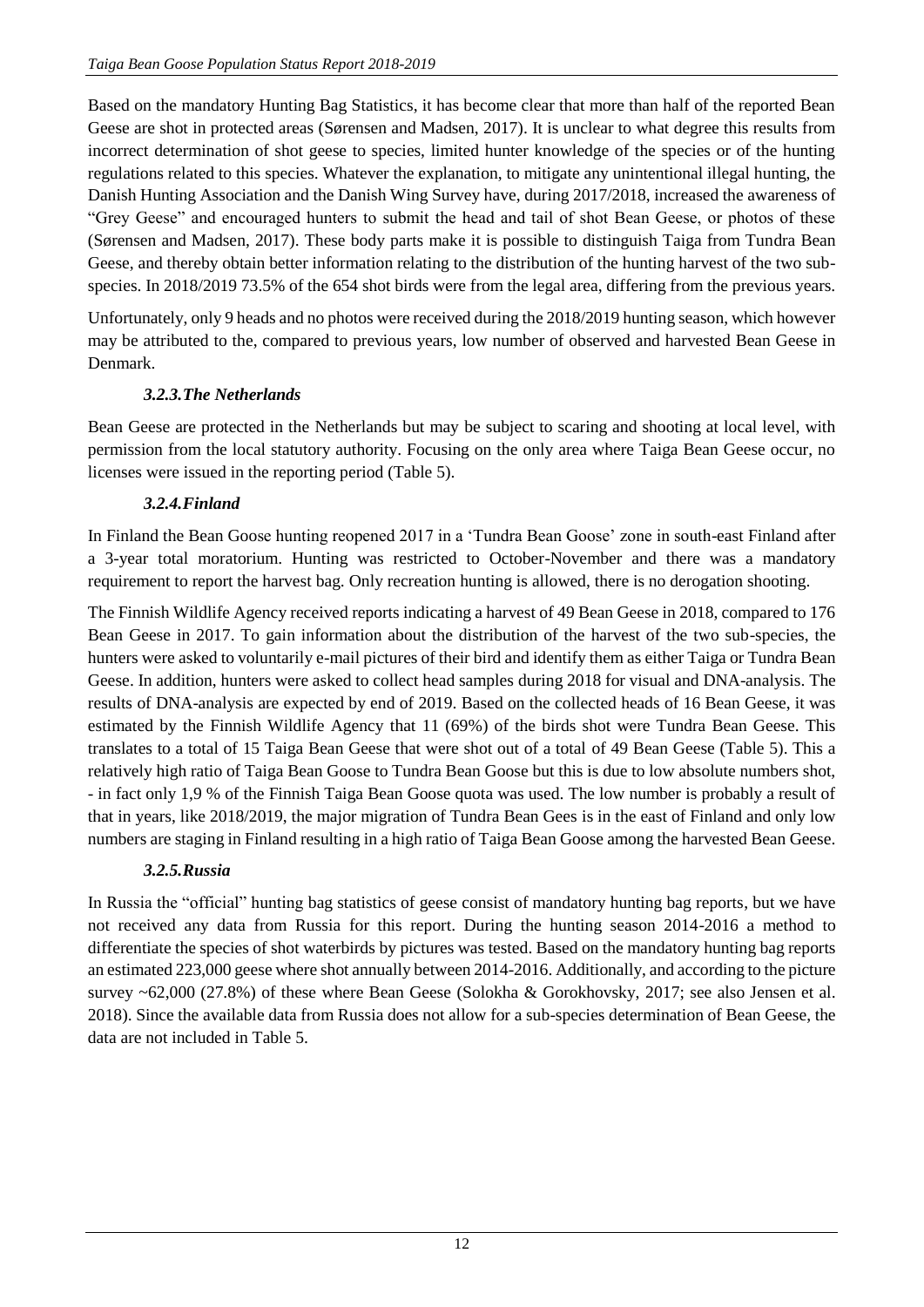Based on the mandatory Hunting Bag Statistics, it has become clear that more than half of the reported Bean Geese are shot in protected areas (Sørensen and Madsen, 2017). It is unclear to what degree this results from incorrect determination of shot geese to species, limited hunter knowledge of the species or of the hunting regulations related to this species. Whatever the explanation, to mitigate any unintentional illegal hunting, the Danish Hunting Association and the Danish Wing Survey have, during 2017/2018, increased the awareness of "Grey Geese" and encouraged hunters to submit the head and tail of shot Bean Geese, or photos of these (Sørensen and Madsen, 2017). These body parts make it is possible to distinguish Taiga from Tundra Bean Geese, and thereby obtain better information relating to the distribution of the hunting harvest of the two sub-species. In 2018/2019 73.5% of the 654 shot birds were from the legal area, differing from the previous years.

Unfortunately, only 9 heads and no photos were received during the 2018/2019 hunting season, which however may be attributed to the, compared to previous years, low number of observed and harvested Bean Geese in Denmark.

### *3.2.3. The Netherlands*

Bean Geese are protected in the Netherlands but may be subject to scaring and shooting at local level, with permission from the local statutory authority. Focusing on the only area where Taiga Bean Geese occur, no licenses were issued in the reporting period (Table 5).

### *3.2.4. Finland*

In Finland the Bean Goose hunting reopened 2017 in a 'Tundra Bean Goose' zone in south-east Finland after a 3-year total moratorium. Hunting was restricted to October-November and there was a mandatory requirement to report the harvest bag. Only recreation hunting is allowed, there is no derogation shooting.

The Finnish Wildlife Agency received reports indicating a harvest of 49 Bean Geese in 2018, compared to 176 Bean Geese in 2017. To gain information about the distribution of the harvest of the two sub-species, the hunters were asked to voluntarily e-mail pictures of their bird and identify them as either Taiga or Tundra Bean Geese. In addition, hunters were asked to collect head samples during 2018 for visual and DNA-analysis. The results of DNA-analysis are expected by end of 2019. Based on the collected heads of 16 Bean Geese, it was estimated by the Finnish Wildlife Agency that 11 (69%) of the birds shot were Tundra Bean Geese. This translates to a total of 15 Taiga Bean Geese that were shot out of a total of 49 Bean Geese (Table 5). This a relatively high ratio of Taiga Bean Goose to Tundra Bean Goose but this is due to low absolute numbers shot, - in fact only 1,9 % of the Finnish Taiga Bean Goose quota was used. The low number is probably a result of that in years, like 2018/2019, the major migration of Tundra Bean Gees is in the east of Finland and only low numbers are staging in Finland resulting in a high ratio of Taiga Bean Goose among the harvested Bean Geese.

### *3.2.5. Russia*

In Russia the "official" hunting bag statistics of geese consist of mandatory hunting bag reports, but we have not received any data from Russia for this report. During the hunting season 2014-2016 a method to differentiate the species of shot waterbirds by pictures was tested. Based on the mandatory hunting bag reports an estimated 223,000 geese where shot annually between 2014-2016. Additionally, and according to the picture survey ~62,000 (27.8%) of these where Bean Geese (Solokha & Gorokhovsky, 2017; see also Jensen et al. 2018). Since the available data from Russia does not allow for a sub-species determination of Bean Geese, the data are not included in Table 5.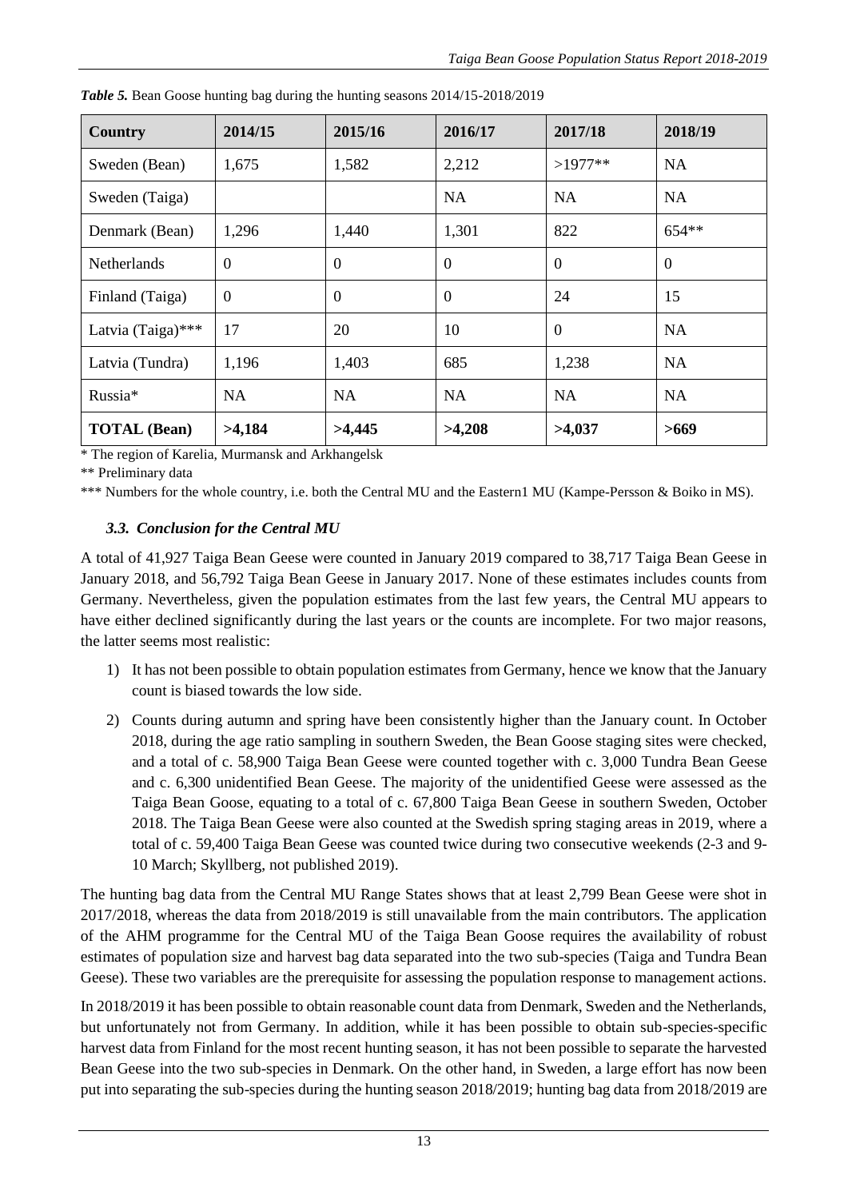*Table 5.* Bean Goose hunting bag during the hunting seasons 2014/15-2018/2019

| Country | 2014/15 | 2015/16 | 2016/17 | 2017/18 | 2018/19 |
|---|---|---|---|---|---|
| Sweden (Bean) | 1,675 | 1,582 | 2,212 | >1977** | NA |
| Sweden (Taiga) | | | NA | NA | NA |
| Denmark (Bean) | 1,296 | 1,440 | 1,301 | 822 | 654** |
| Netherlands | 0 | 0 | 0 | 0 | 0 |
| Finland (Taiga) | 0 | 0 | 0 | 24 | 15 |
| Latvia (Taiga)*** | 17 | 20 | 10 | 0 | NA |
| Latvia (Tundra) | 1,196 | 1,403 | 685 | 1,238 | NA |
| Russia* | NA | NA | NA | NA | NA |
| **TOTAL (Bean)** | **>4,184** | **>4,445** | **>4,208** | **>4,037** | **>669** |

\* The region of Karelia, Murmansk and Arkhangelsk

** Preliminary data

*** Numbers for the whole country, i.e. both the Central MU and the Eastern1 MU (Kampe-Persson & Boiko in MS).

### *3.3. Conclusion for the Central MU*

A total of 41,927 Taiga Bean Geese were counted in January 2019 compared to 38,717 Taiga Bean Geese in January 2018, and 56,792 Taiga Bean Geese in January 2017. None of these estimates includes counts from Germany. Nevertheless, given the population estimates from the last few years, the Central MU appears to have either declined significantly during the last years or the counts are incomplete. For two major reasons, the latter seems most realistic:

1) It has not been possible to obtain population estimates from Germany, hence we know that the January count is biased towards the low side.
2) Counts during autumn and spring have been consistently higher than the January count. In October 2018, during the age ratio sampling in southern Sweden, the Bean Goose staging sites were checked, and a total of c. 58,900 Taiga Bean Geese were counted together with c. 3,000 Tundra Bean Geese and c. 6,300 unidentified Bean Geese. The majority of the unidentified Geese were assessed as the Taiga Bean Goose, equating to a total of c. 67,800 Taiga Bean Geese in southern Sweden, October 2018. The Taiga Bean Geese were also counted at the Swedish spring staging areas in 2019, where a total of c. 59,400 Taiga Bean Geese was counted twice during two consecutive weekends (2-3 and 9-10 March; Skyllberg, not published 2019).

The hunting bag data from the Central MU Range States shows that at least 2,799 Bean Geese were shot in 2017/2018, whereas the data from 2018/2019 is still unavailable from the main contributors. The application of the AHM programme for the Central MU of the Taiga Bean Goose requires the availability of robust estimates of population size and harvest bag data separated into the two sub-species (Taiga and Tundra Bean Geese). These two variables are the prerequisite for assessing the population response to management actions.

In 2018/2019 it has been possible to obtain reasonable count data from Denmark, Sweden and the Netherlands, but unfortunately not from Germany. In addition, while it has been possible to obtain sub-species-specific harvest data from Finland for the most recent hunting season, it has not been possible to separate the harvested Bean Geese into the two sub-species in Denmark. On the other hand, in Sweden, a large effort has now been put into separating the sub-species during the hunting season 2018/2019; hunting bag data from 2018/2019 are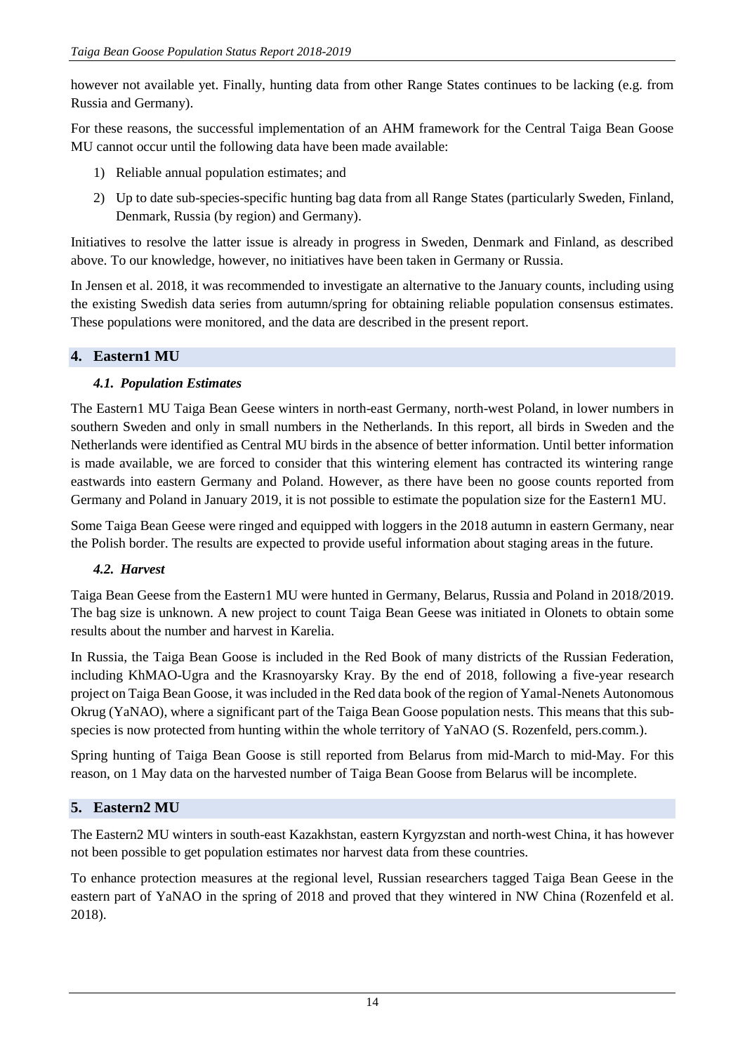however not available yet. Finally, hunting data from other Range States continues to be lacking (e.g. from Russia and Germany).

For these reasons, the successful implementation of an AHM framework for the Central Taiga Bean Goose MU cannot occur until the following data have been made available:

1) Reliable annual population estimates; and
2) Up to date sub-species-specific hunting bag data from all Range States (particularly Sweden, Finland, Denmark, Russia (by region) and Germany).

Initiatives to resolve the latter issue is already in progress in Sweden, Denmark and Finland, as described above. To our knowledge, however, no initiatives have been taken in Germany or Russia.

In Jensen et al. 2018, it was recommended to investigate an alternative to the January counts, including using the existing Swedish data series from autumn/spring for obtaining reliable population consensus estimates. These populations were monitored, and the data are described in the present report.

## 4. Eastern1 MU

### *4.1. Population Estimates*

The Eastern1 MU Taiga Bean Geese winters in north-east Germany, north-west Poland, in lower numbers in southern Sweden and only in small numbers in the Netherlands. In this report, all birds in Sweden and the Netherlands were identified as Central MU birds in the absence of better information. Until better information is made available, we are forced to consider that this wintering element has contracted its wintering range eastwards into eastern Germany and Poland. However, as there have been no goose counts reported from Germany and Poland in January 2019, it is not possible to estimate the population size for the Eastern1 MU.

Some Taiga Bean Geese were ringed and equipped with loggers in the 2018 autumn in eastern Germany, near the Polish border. The results are expected to provide useful information about staging areas in the future.

### *4.2. Harvest*

Taiga Bean Geese from the Eastern1 MU were hunted in Germany, Belarus, Russia and Poland in 2018/2019. The bag size is unknown. A new project to count Taiga Bean Geese was initiated in Olonets to obtain some results about the number and harvest in Karelia.

In Russia, the Taiga Bean Goose is included in the Red Book of many districts of the Russian Federation, including KhMAO-Ugra and the Krasnoyarsky Kray. By the end of 2018, following a five-year research project on Taiga Bean Goose, it was included in the Red data book of the region of Yamal-Nenets Autonomous Okrug (YaNAO), where a significant part of the Taiga Bean Goose population nests. This means that this sub-species is now protected from hunting within the whole territory of YaNAO (S. Rozenfeld, pers.comm.).

Spring hunting of Taiga Bean Goose is still reported from Belarus from mid-March to mid-May. For this reason, on 1 May data on the harvested number of Taiga Bean Goose from Belarus will be incomplete.

## 5. Eastern2 MU

The Eastern2 MU winters in south-east Kazakhstan, eastern Kyrgyzstan and north-west China, it has however not been possible to get population estimates nor harvest data from these countries.

To enhance protection measures at the regional level, Russian researchers tagged Taiga Bean Geese in the eastern part of YaNAO in the spring of 2018 and proved that they wintered in NW China (Rozenfeld et al. 2018).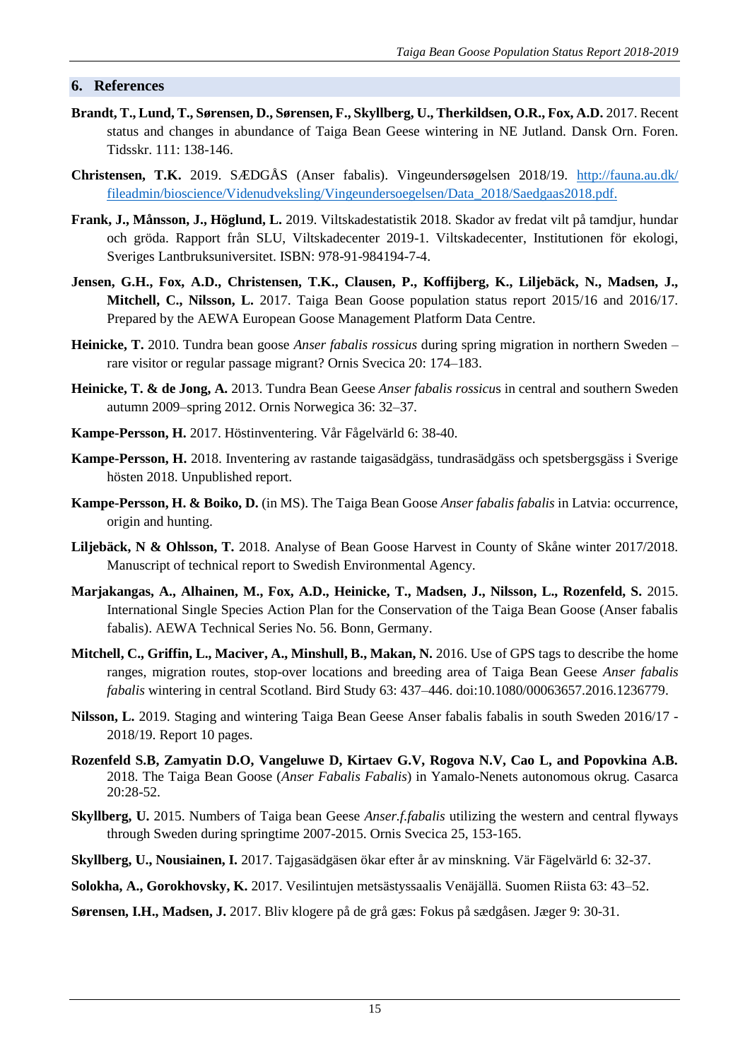## 6. References

**Brandt, T., Lund, T., Sørensen, D., Sørensen, F., Skyllberg, U., Therkildsen, O.R., Fox, A.D.** 2017. Recent status and changes in abundance of Taiga Bean Geese wintering in NE Jutland. Dansk Orn. Foren. Tidsskr. 111: 138-146.

**Christensen, T.K.** 2019. SÆDGÅS (Anser fabalis). Vingeundersøgelsen 2018/19. http://fauna.au.dk/fileadmin/bioscience/Videnudveksling/Vingeundersoegelsen/Data_2018/Saedgaas2018.pdf.

**Frank, J., Månsson, J., Höglund, L.** 2019. Viltskadestatistik 2018. Skador av fredat vilt på tamdjur, hundar och gröda. Rapport från SLU, Viltskadecenter 2019-1. Viltskadecenter, Institutionen för ekologi, Sveriges Lantbruksuniversitet. ISBN: 978-91-984194-7-4.

**Jensen, G.H., Fox, A.D., Christensen, T.K., Clausen, P., Koffijberg, K., Liljebäck, N., Madsen, J., Mitchell, C., Nilsson, L.** 2017. Taiga Bean Goose population status report 2015/16 and 2016/17. Prepared by the AEWA European Goose Management Platform Data Centre.

**Heinicke, T.** 2010. Tundra bean goose *Anser fabalis rossicus* during spring migration in northern Sweden – rare visitor or regular passage migrant? Ornis Svecica 20: 174–183.

**Heinicke, T. & de Jong, A.** 2013. Tundra Bean Geese *Anser fabalis rossicu*s in central and southern Sweden autumn 2009–spring 2012. Ornis Norwegica 36: 32–37.

**Kampe-Persson, H.** 2017. Höstinventering. Vår Fågelvärld 6: 38-40.

**Kampe-Persson, H.** 2018. Inventering av rastande taigasädgäss, tundrasädgäss och spetsbergsgäss i Sverige hösten 2018. Unpublished report.

**Kampe-Persson, H. & Boiko, D.** (in MS). The Taiga Bean Goose *Anser fabalis fabalis* in Latvia: occurrence, origin and hunting.

**Liljebäck, N & Ohlsson, T.** 2018. Analyse of Bean Goose Harvest in County of Skåne winter 2017/2018. Manuscript of technical report to Swedish Environmental Agency.

**Marjakangas, A., Alhainen, M., Fox, A.D., Heinicke, T., Madsen, J., Nilsson, L., Rozenfeld, S.** 2015. International Single Species Action Plan for the Conservation of the Taiga Bean Goose (Anser fabalis fabalis). AEWA Technical Series No. 56. Bonn, Germany.

**Mitchell, C., Griffin, L., Maciver, A., Minshull, B., Makan, N.** 2016. Use of GPS tags to describe the home ranges, migration routes, stop-over locations and breeding area of Taiga Bean Geese *Anser fabalis fabalis* wintering in central Scotland. Bird Study 63: 437–446. doi:10.1080/00063657.2016.1236779.

**Nilsson, L.** 2019. Staging and wintering Taiga Bean Geese Anser fabalis fabalis in south Sweden 2016/17 - 2018/19. Report 10 pages.

**Rozenfeld S.B, Zamyatin D.O, Vangeluwe D, Kirtaev G.V, Rogova N.V, Cao L, and Popovkina A.B.** 2018. The Taiga Bean Goose (*Anser Fabalis Fabalis*) in Yamalo-Nenets autonomous okrug. Casarca 20:28-52.

**Skyllberg, U.** 2015. Numbers of Taiga bean Geese *Anser.f.fabalis* utilizing the western and central flyways through Sweden during springtime 2007-2015. Ornis Svecica 25, 153-165.

**Skyllberg, U., Nousiainen, I.** 2017. Tajgasädgäsen ökar efter år av minskning. Vär Fägelvärld 6: 32-37.

**Solokha, A., Gorokhovsky, K.** 2017. Vesilintujen metsästyssaalis Venäjällä. Suomen Riista 63: 43–52.

**Sørensen, I.H., Madsen, J.** 2017. Bliv klogere på de grå gæs: Fokus på sædgåsen. Jæger 9: 30-31.